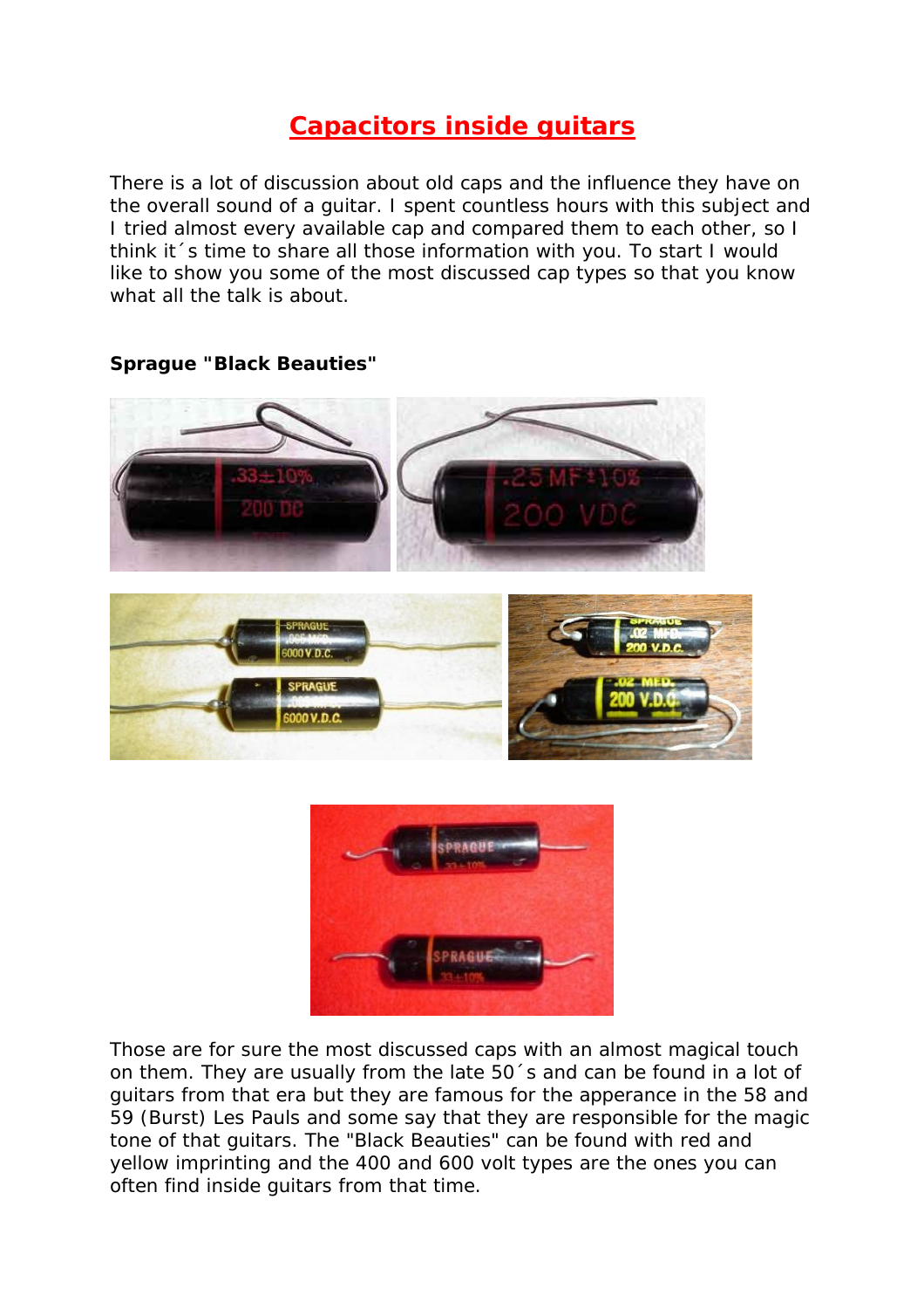# Capacitors inside guitars

There is a lot of discussion about old caps and the influence they have on the overall sound of a guitar. I spent countless hours with this subject and I tried almost every available cap and compared them to each other, so I think it´s time to share all those information with you. To start I would like to show you some of the most discussed cap types so that you know what all the talk is about.

**Sprague "Black Beauties"**

Those are for sure the most discussed caps with an almost magical touch on them. They are usually from the late 50´s and can be found in a lot of guitars from that era but they are famous for the apperance in the 58 and 59 (Burst) Les Pauls and some say that they are responsible for the magic tone of that guitars. The "Black Beauties" can be found with red and yellow imprinting and the 400 and 600 volt types are the ones you can often find inside guitars from that time.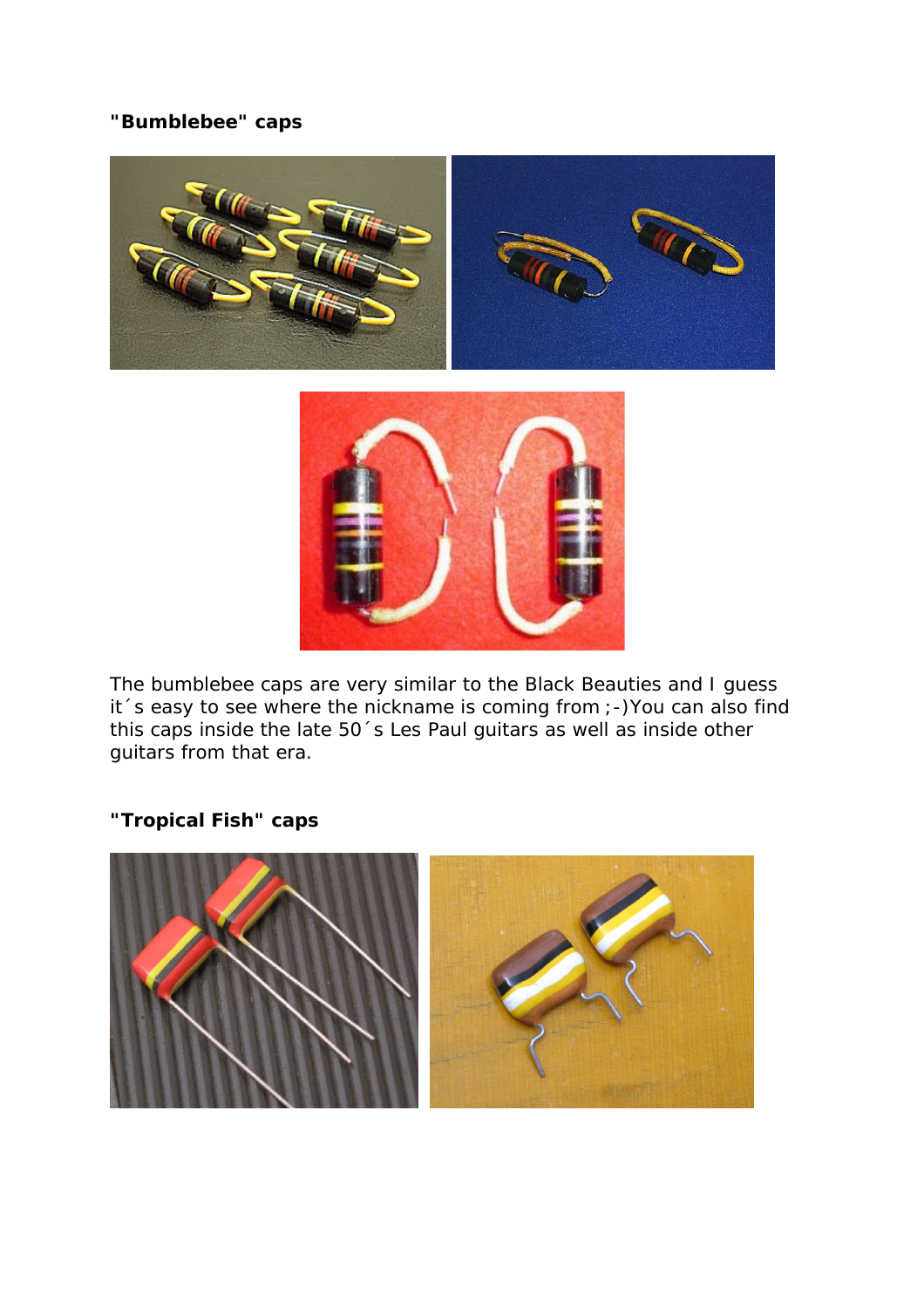**"Bumblebee" caps**

The bumblebee caps are very similar to the Black Beauties and I guess it´s easy to see where the nickname is coming from ;-)You can also find this caps inside the late 50´s Les Paul guitars as well as inside other guitars from that era.

**"Tropical Fish" caps**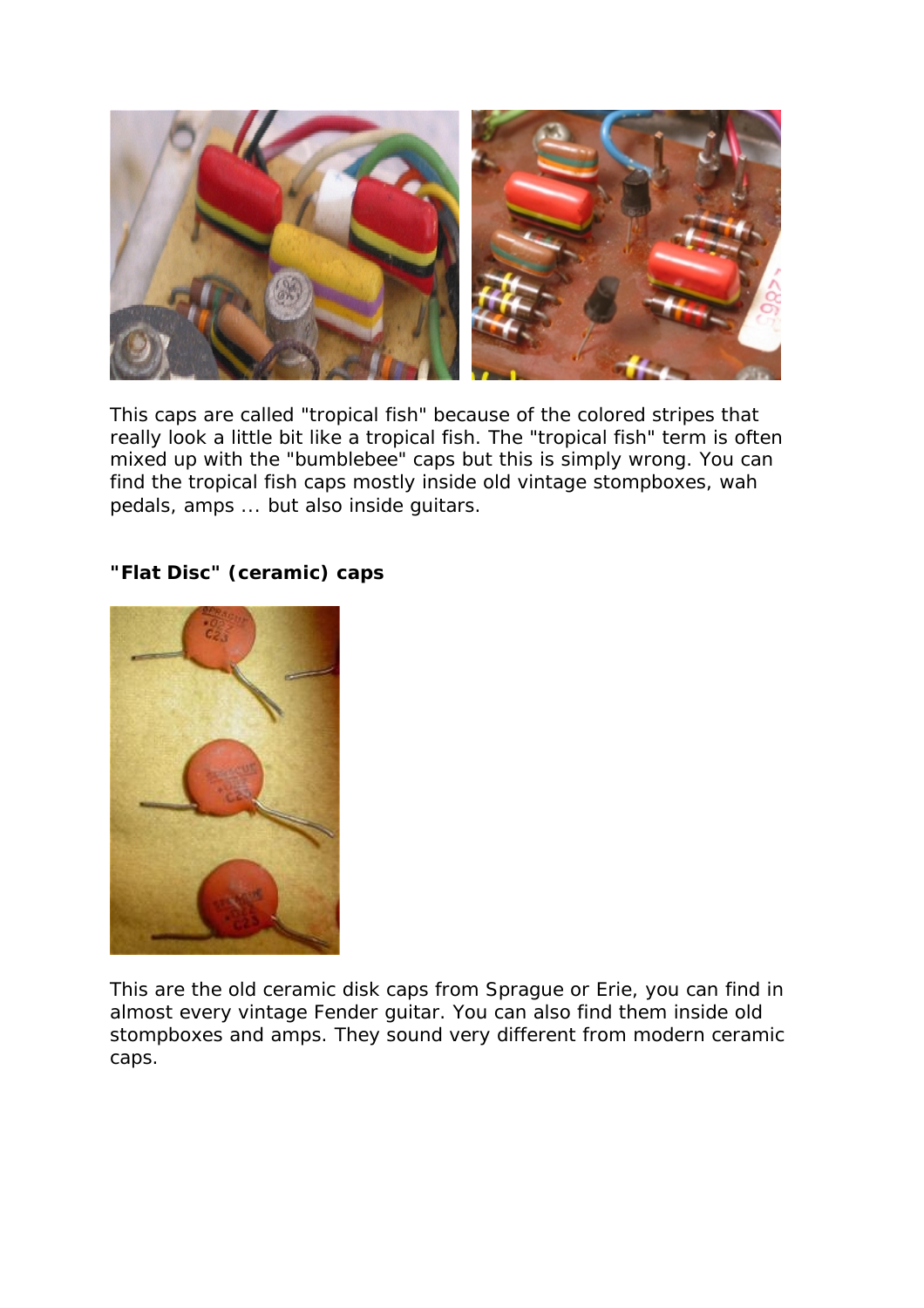This caps are called "tropical fish" because of the colored stripes that really look a little bit like a tropical fish. The "tropical fish" term is often mixed up with the "bumblebee" caps but this is simply wrong. You can find the tropical fish caps mostly inside old vintage stompboxes, wah pedals, amps ... but also inside guitars.

**"Flat Disc" (ceramic) caps**

This are the old ceramic disk caps from Sprague or Erie, you can find in almost every vintage Fender guitar. You can also find them inside old stompboxes and amps. They sound very different from modern ceramic caps.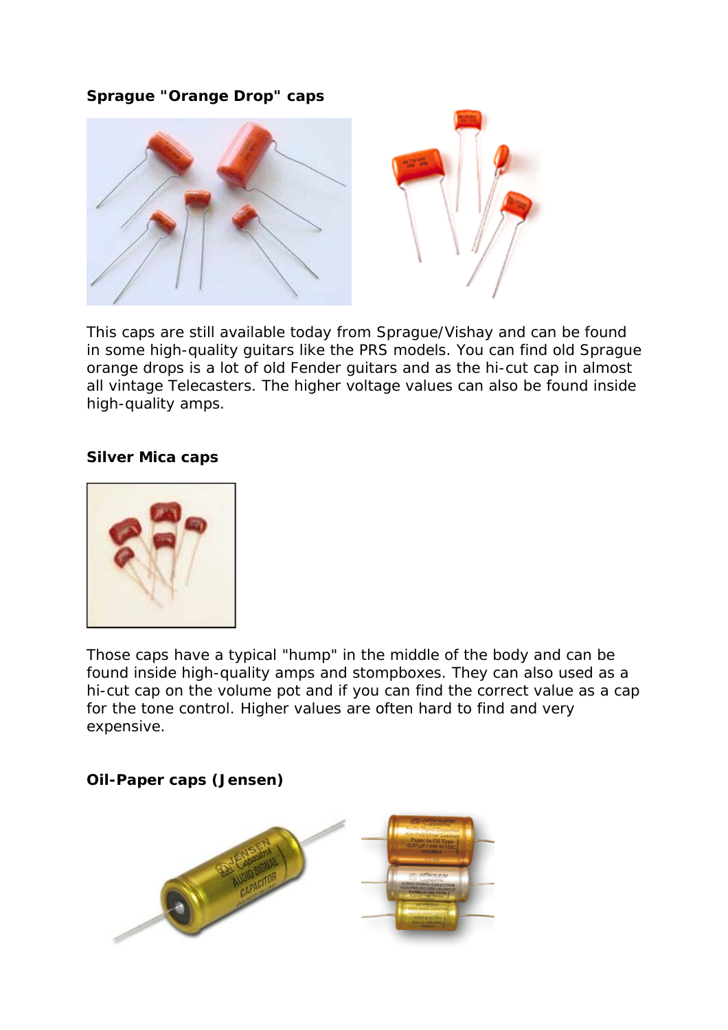**Sprague "Orange Drop" caps**

This caps are still available today from Sprague/Vishay and can be found in some high-quality guitars like the PRS models. You can find old Sprague orange drops is a lot of old Fender guitars and as the hi-cut cap in almost all vintage Telecasters. The higher voltage values can also be found inside high-quality amps.

**Silver Mica caps**

Those caps have a typical "hump" in the middle of the body and can be found inside high-quality amps and stompboxes. They can also used as a hi-cut cap on the volume pot and if you can find the correct value as a cap for the tone control. Higher values are often hard to find and very expensive.

**Oil-Paper caps (Jensen)**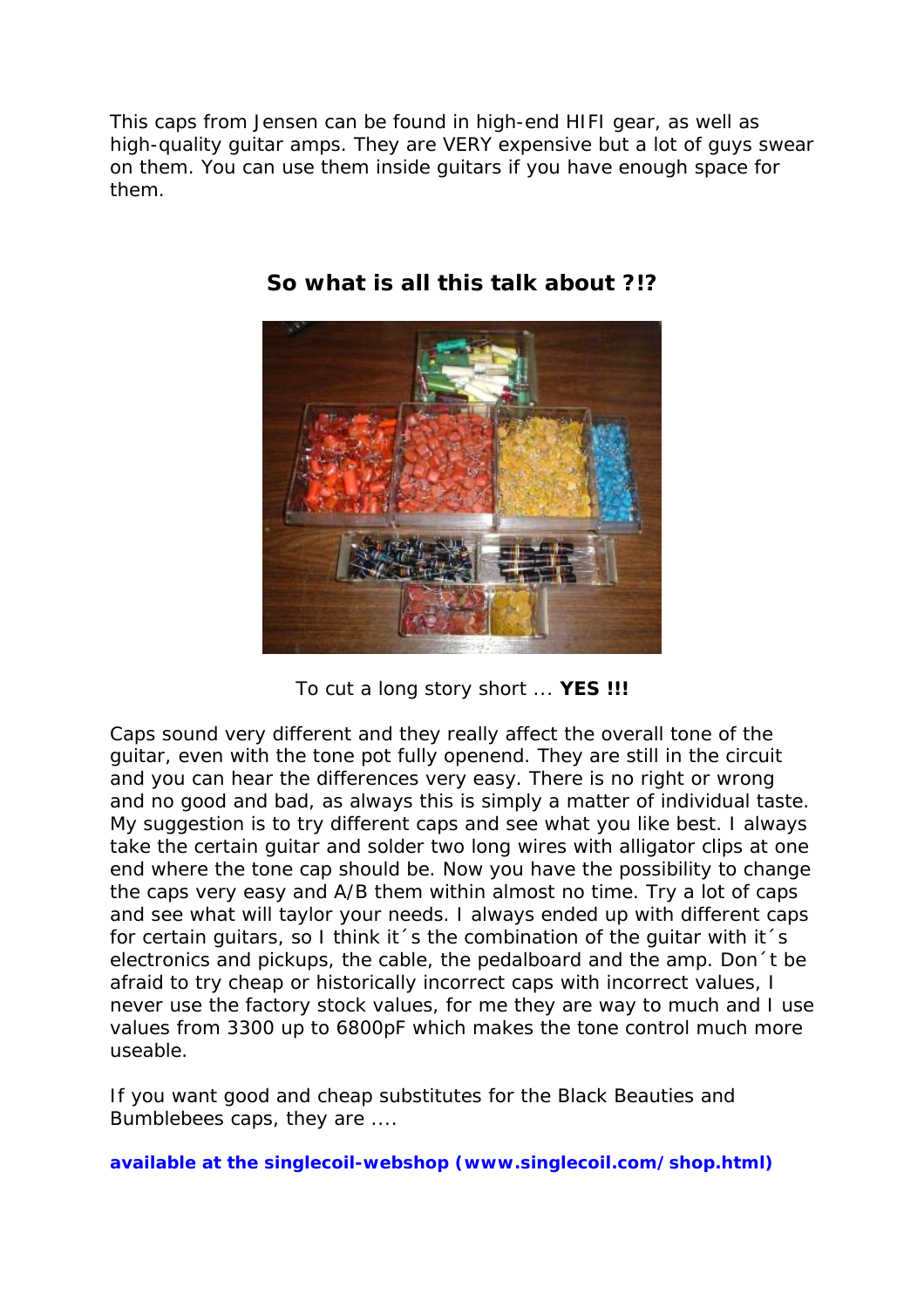This caps from Jensen can be found in high-end HIFI gear, as well as high-quality guitar amps. They are VERY expensive but a lot of guys swear on them. You can use them inside guitars if you have enough space for them.

## So what is all this talk about ?!?

To cut a long story short ... **YES !!!**

Caps sound very different and they really affect the overall tone of the guitar, even with the tone pot fully openend. They are still in the circuit and you can hear the differences very easy. There is no right or wrong and no good and bad, as always this is simply a matter of individual taste. My suggestion is to try different caps and see what you like best. I always take the certain guitar and solder two long wires with alligator clips at one end where the tone cap should be. Now you have the possibility to change the caps very easy and A/B them within almost no time. Try a lot of caps and see what will taylor your needs. I always ended up with different caps for certain guitars, so I think it´s the combination of the guitar with it´s electronics and pickups, the cable, the pedalboard and the amp. Don´t be afraid to try cheap or historically incorrect caps with incorrect values, I never use the factory stock values, for me they are way to much and I use values from 3300 up to 6800pF which makes the tone control much more useable.

If you want good and cheap substitutes for the Black Beauties and Bumblebees caps, they are ....

**available at the singlecoil-webshop (www.singlecoil.com/shop.html)**